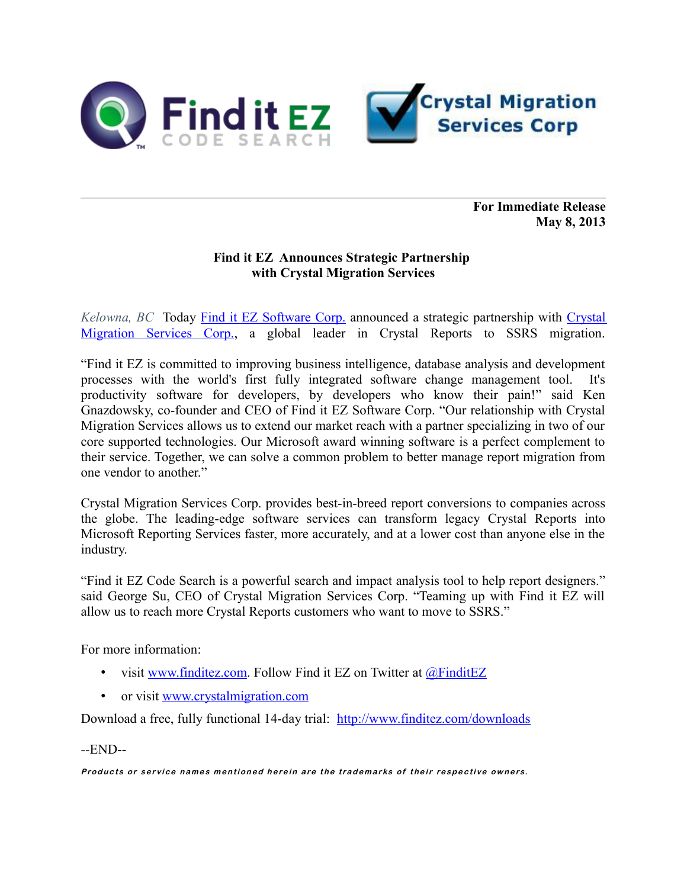**For Immediate Release**
**May 8, 2013**

## Find it EZ Announces Strategic Partnership with Crystal Migration Services

*Kelowna, BC* Today [Find it EZ Software Corp.](#) announced a strategic partnership with [Crystal Migration Services Corp.](#), a global leader in Crystal Reports to SSRS migration.

"Find it EZ is committed to improving business intelligence, database analysis and development processes with the world's first fully integrated software change management tool. It's productivity software for developers, by developers who know their pain!" said Ken Gnazdowsky, co-founder and CEO of Find it EZ Software Corp. "Our relationship with Crystal Migration Services allows us to extend our market reach with a partner specializing in two of our core supported technologies. Our Microsoft award winning software is a perfect complement to their service. Together, we can solve a common problem to better manage report migration from one vendor to another."

Crystal Migration Services Corp. provides best-in-breed report conversions to companies across the globe. The leading-edge software services can transform legacy Crystal Reports into Microsoft Reporting Services faster, more accurately, and at a lower cost than anyone else in the industry.

"Find it EZ Code Search is a powerful search and impact analysis tool to help report designers." said George Su, CEO of Crystal Migration Services Corp. "Teaming up with Find it EZ will allow us to reach more Crystal Reports customers who want to move to SSRS."

For more information:

- visit www.finditez.com. Follow Find it EZ on Twitter at @FinditEZ
- or visit www.crystalmigration.com

Download a free, fully functional 14-day trial: http://www.finditez.com/downloads

--END--

***Products or service names mentioned herein are the trademarks of their respective owners.***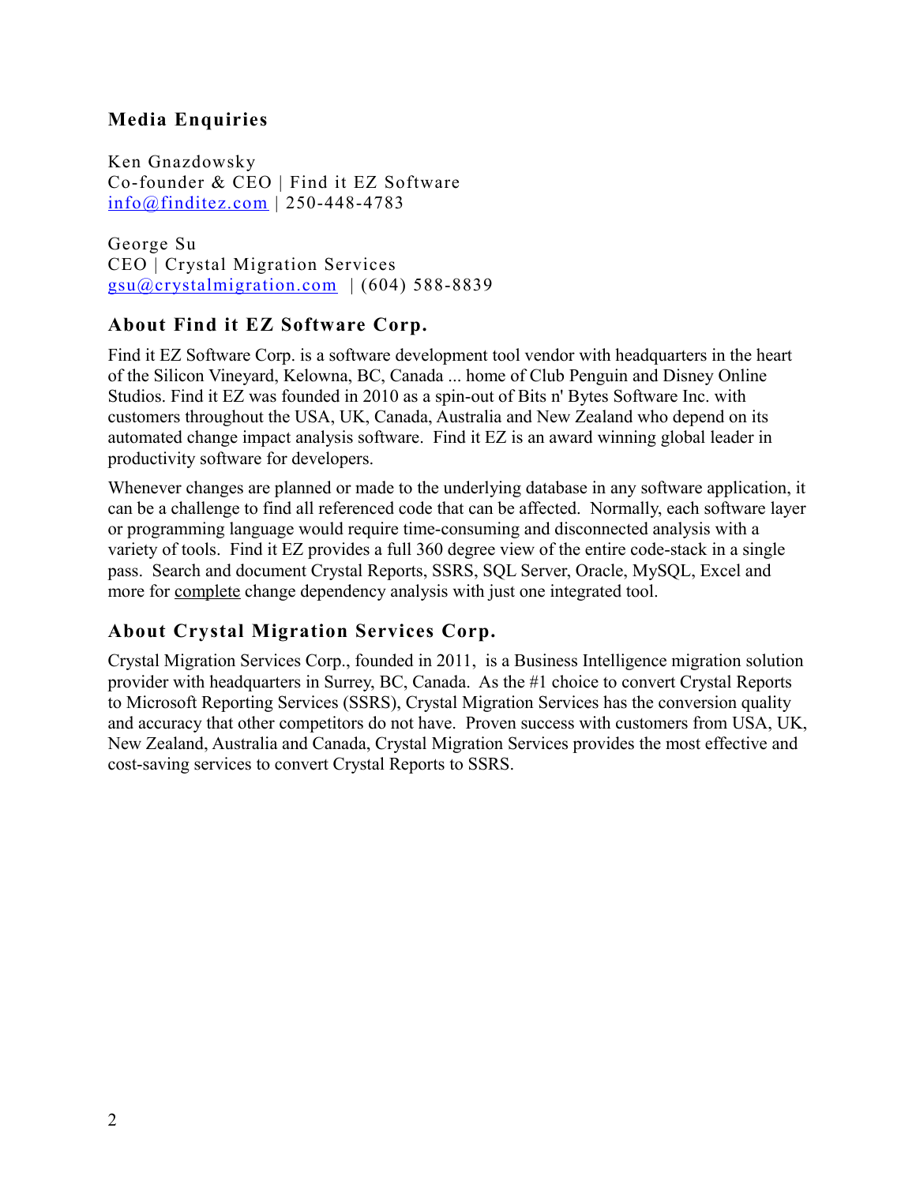## Media Enquiries

Ken Gnazdowsky
Co-founder & CEO | Find it EZ Software
info@finditez.com | 250-448-4783

George Su
CEO | Crystal Migration Services
gsu@crystalmigration.com | (604) 588-8839

## About Find it EZ Software Corp.

Find it EZ Software Corp. is a software development tool vendor with headquarters in the heart of the Silicon Vineyard, Kelowna, BC, Canada ... home of Club Penguin and Disney Online Studios. Find it EZ was founded in 2010 as a spin-out of Bits n' Bytes Software Inc. with customers throughout the USA, UK, Canada, Australia and New Zealand who depend on its automated change impact analysis software. Find it EZ is an award winning global leader in productivity software for developers.

Whenever changes are planned or made to the underlying database in any software application, it can be a challenge to find all referenced code that can be affected. Normally, each software layer or programming language would require time-consuming and disconnected analysis with a variety of tools. Find it EZ provides a full 360 degree view of the entire code-stack in a single pass. Search and document Crystal Reports, SSRS, SQL Server, Oracle, MySQL, Excel and more for complete change dependency analysis with just one integrated tool.

## About Crystal Migration Services Corp.

Crystal Migration Services Corp., founded in 2011, is a Business Intelligence migration solution provider with headquarters in Surrey, BC, Canada. As the #1 choice to convert Crystal Reports to Microsoft Reporting Services (SSRS), Crystal Migration Services has the conversion quality and accuracy that other competitors do not have. Proven success with customers from USA, UK, New Zealand, Australia and Canada, Crystal Migration Services provides the most effective and cost-saving services to convert Crystal Reports to SSRS.